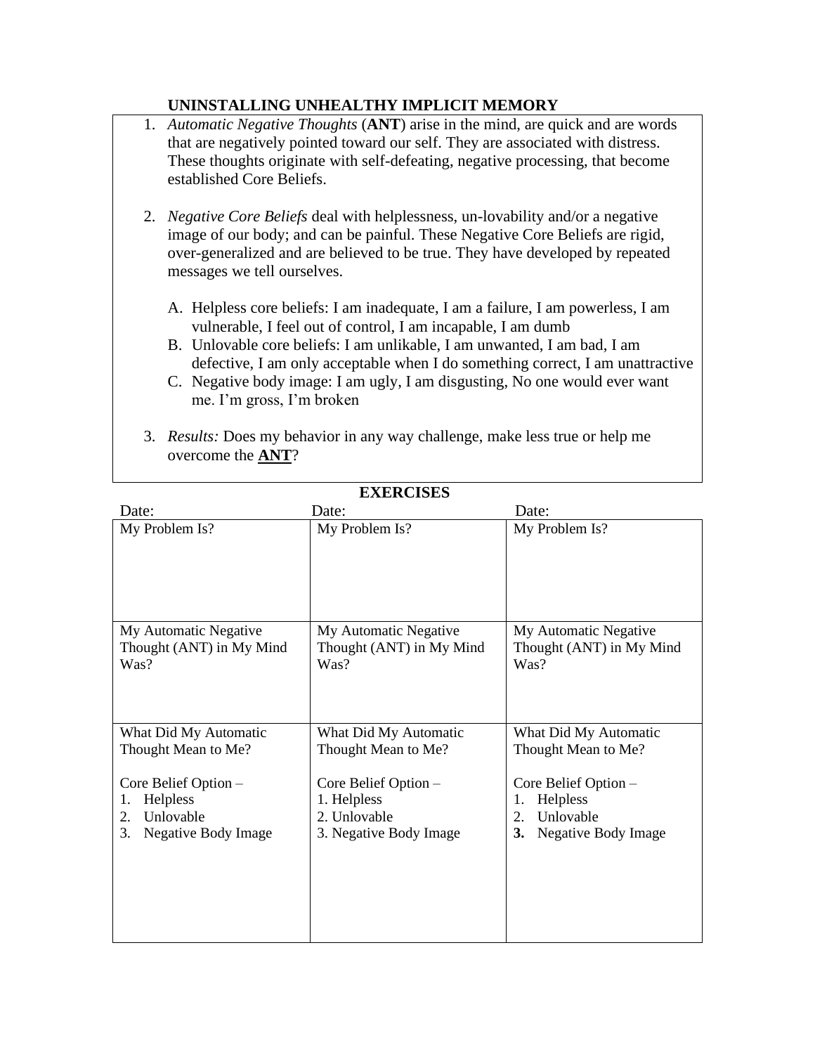## UNINSTALLING UNHEALTHY IMPLICIT MEMORY

1. *Automatic Negative Thoughts* (**ANT**) arise in the mind, are quick and are words that are negatively pointed toward our self. They are associated with distress. These thoughts originate with self-defeating, negative processing, that become established Core Beliefs.

2. *Negative Core Beliefs* deal with helplessness, un-lovability and/or a negative image of our body; and can be painful. These Negative Core Beliefs are rigid, over-generalized and are believed to be true. They have developed by repeated messages we tell ourselves.

   A. Helpless core beliefs: I am inadequate, I am a failure, I am powerless, I am vulnerable, I feel out of control, I am incapable, I am dumb
   B. Unlovable core beliefs: I am unlikable, I am unwanted, I am bad, I am defective, I am only acceptable when I do something correct, I am unattractive
   C. Negative body image: I am ugly, I am disgusting, No one would ever want me. I'm gross, I'm broken

3. *Results:* Does my behavior in any way challenge, make less true or help me overcome the **ANT**?

## EXERCISES

| Date: | Date: | Date: |
|---|---|---|
| My Problem Is? | My Problem Is? | My Problem Is? |
| My Automatic Negative Thought (ANT) in My Mind Was? | My Automatic Negative Thought (ANT) in My Mind Was? | My Automatic Negative Thought (ANT) in My Mind Was? |
| What Did My Automatic Thought Mean to Me?<br><br>Core Belief Option –<br>1. Helpless<br>2. Unlovable<br>3. Negative Body Image | What Did My Automatic Thought Mean to Me?<br><br>Core Belief Option –<br>1. Helpless<br>2. Unlovable<br>3. Negative Body Image | What Did My Automatic Thought Mean to Me?<br><br>Core Belief Option –<br>1. Helpless<br>2. Unlovable<br>**3.** Negative Body Image |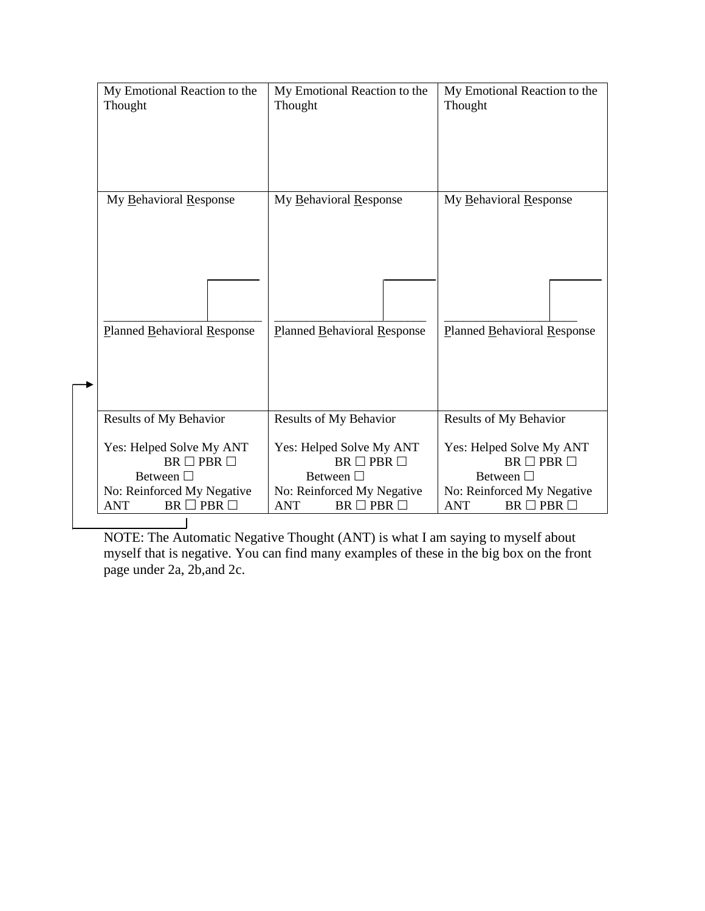| | | |
|---|---|---|
| My Emotional Reaction to the Thought | My Emotional Reaction to the Thought | My Emotional Reaction to the Thought |
| My Behavioral Response | My Behavioral Response | My Behavioral Response |
| Planned Behavioral Response | Planned Behavioral Response | Planned Behavioral Response |
| Results of My Behavior<br><br>Yes: Helped Solve My ANT BR ☐ PBR ☐ Between ☐<br>No: Reinforced My Negative ANT BR ☐ PBR ☐ | Results of My Behavior<br><br>Yes: Helped Solve My ANT BR ☐ PBR ☐ Between ☐<br>No: Reinforced My Negative ANT BR ☐ PBR ☐ | Results of My Behavior<br><br>Yes: Helped Solve My ANT BR ☐ PBR ☐ Between ☐<br>No: Reinforced My Negative ANT BR ☐ PBR ☐ |

NOTE: The Automatic Negative Thought (ANT) is what I am saying to myself about myself that is negative. You can find many examples of these in the big box on the front page under 2a, 2b,and 2c.